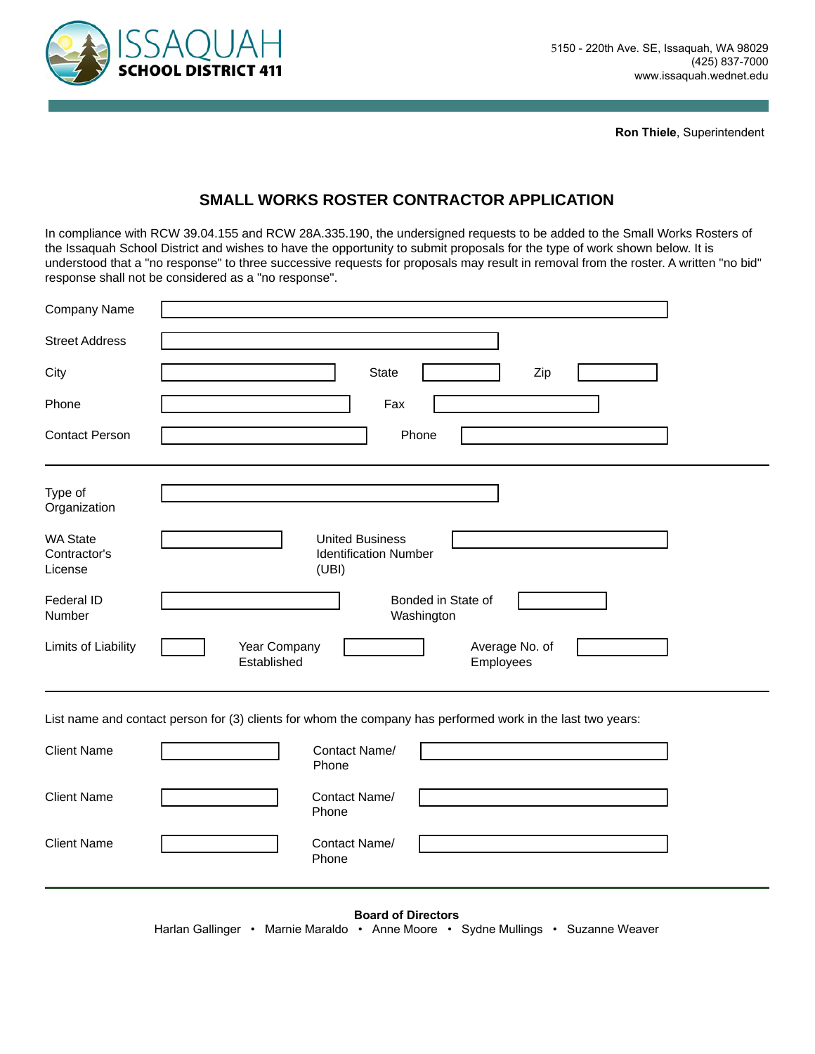ISSAQUAH SCHOOL DISTRICT 411

5150 - 220th Ave. SE, Issaquah, WA 98029
(425) 837-7000
www.issaquah.wednet.edu

**Ron Thiele**, Superintendent

## SMALL WORKS ROSTER CONTRACTOR APPLICATION

In compliance with RCW 39.04.155 and RCW 28A.335.190, the undersigned requests to be added to the Small Works Rosters of the Issaquah School District and wishes to have the opportunity to submit proposals for the type of work shown below. It is understood that a "no response" to three successive requests for proposals may result in removal from the roster. A written "no bid" response shall not be considered as a "no response".

| | | | | | |
|---|---|---|---|---|---|
| Company Name | | | | | |
| Street Address | | | | | |
| City | | State | | Zip | |
| Phone | | Fax | | | |
| Contact Person | | Phone | | | |

---

| | | | | | |
|---|---|---|---|---|---|
| Type of Organization | | | | | |
| WA State Contractor's License | | United Business Identification Number (UBI) | | | |
| Federal ID Number | | Bonded in State of Washington | | | |
| Limits of Liability | | Year Company Established | | Average No. of Employees | |

---

List name and contact person for (3) clients for whom the company has performed work in the last two years:

| | | | |
|---|---|---|---|
| Client Name | | Contact Name/ Phone | |
| Client Name | | Contact Name/ Phone | |
| Client Name | | Contact Name/ Phone | |

---

**Board of Directors**
Harlan Gallinger • Marnie Maraldo • Anne Moore • Sydne Mullings • Suzanne Weaver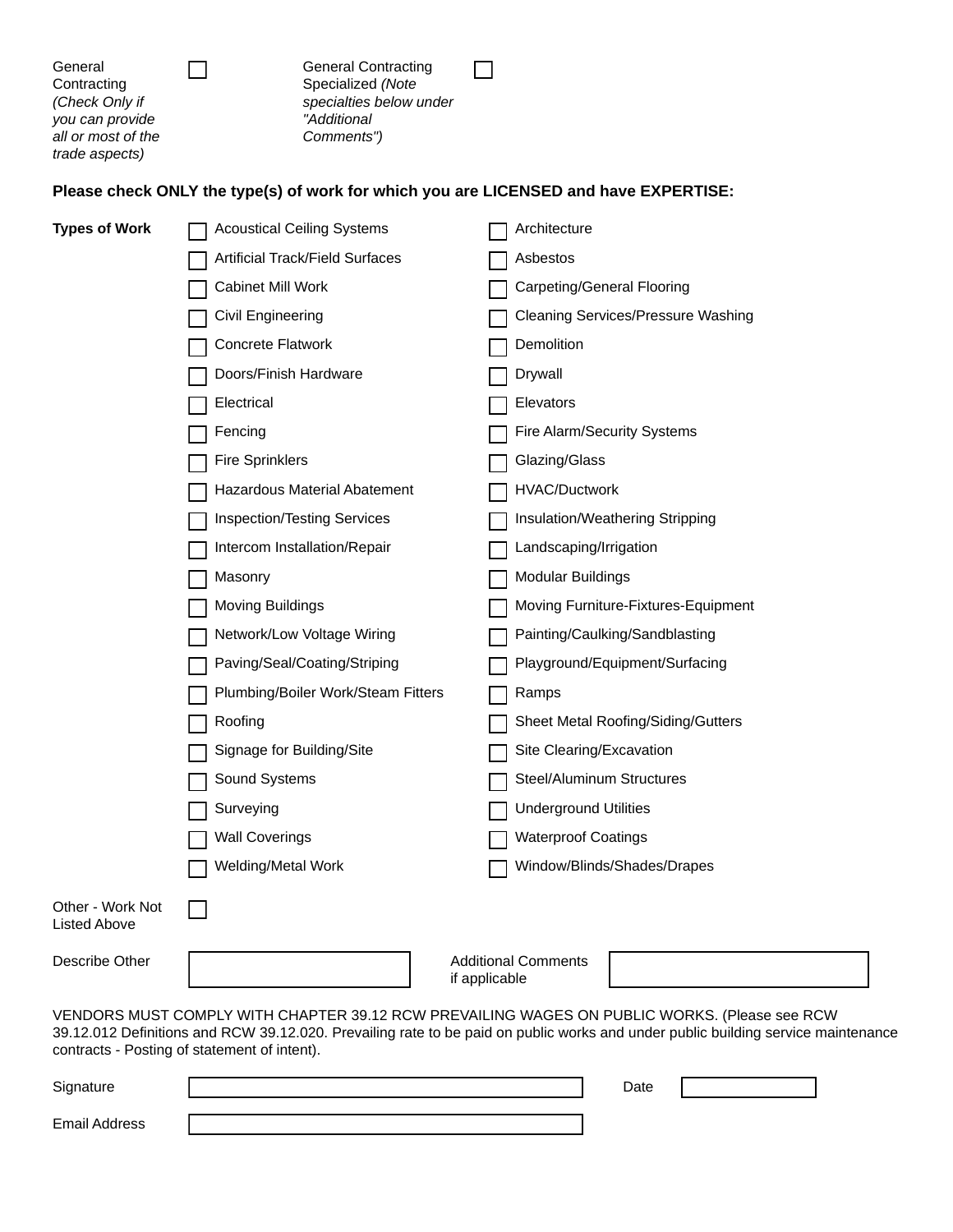| | | | |
|---|---|---|---|
| General Contracting *(Check Only if you can provide all or most of the trade aspects)* | ☐ | General Contracting Specialized *(Note specialties below under "Additional Comments")* | ☐ |

**Please check ONLY the type(s) of work for which you are LICENSED and have EXPERTISE:**

| Types of Work | | |
|---|---|---|
| | ☐ Acoustical Ceiling Systems | ☐ Architecture |
| | ☐ Artificial Track/Field Surfaces | ☐ Asbestos |
| | ☐ Cabinet Mill Work | ☐ Carpeting/General Flooring |
| | ☐ Civil Engineering | ☐ Cleaning Services/Pressure Washing |
| | ☐ Concrete Flatwork | ☐ Demolition |
| | ☐ Doors/Finish Hardware | ☐ Drywall |
| | ☐ Electrical | ☐ Elevators |
| | ☐ Fencing | ☐ Fire Alarm/Security Systems |
| | ☐ Fire Sprinklers | ☐ Glazing/Glass |
| | ☐ Hazardous Material Abatement | ☐ HVAC/Ductwork |
| | ☐ Inspection/Testing Services | ☐ Insulation/Weathering Stripping |
| | ☐ Intercom Installation/Repair | ☐ Landscaping/Irrigation |
| | ☐ Masonry | ☐ Modular Buildings |
| | ☐ Moving Buildings | ☐ Moving Furniture-Fixtures-Equipment |
| | ☐ Network/Low Voltage Wiring | ☐ Painting/Caulking/Sandblasting |
| | ☐ Paving/Seal/Coating/Striping | ☐ Playground/Equipment/Surfacing |
| | ☐ Plumbing/Boiler Work/Steam Fitters | ☐ Ramps |
| | ☐ Roofing | ☐ Sheet Metal Roofing/Siding/Gutters |
| | ☐ Signage for Building/Site | ☐ Site Clearing/Excavation |
| | ☐ Sound Systems | ☐ Steel/Aluminum Structures |
| | ☐ Surveying | ☐ Underground Utilities |
| | ☐ Wall Coverings | ☐ Waterproof Coatings |
| | ☐ Welding/Metal Work | ☐ Window/Blinds/Shades/Drapes |

Other - Work Not Listed Above ☐

Describe Other \_\_\_\_\_\_\_\_\_\_ Additional Comments if applicable \_\_\_\_\_\_\_\_\_\_

VENDORS MUST COMPLY WITH CHAPTER 39.12 RCW PREVAILING WAGES ON PUBLIC WORKS. (Please see RCW 39.12.012 Definitions and RCW 39.12.020. Prevailing rate to be paid on public works and under public building service maintenance contracts - Posting of statement of intent).

Signature \_\_\_\_\_\_\_\_\_\_ Date \_\_\_\_\_\_\_\_\_\_

Email Address \_\_\_\_\_\_\_\_\_\_